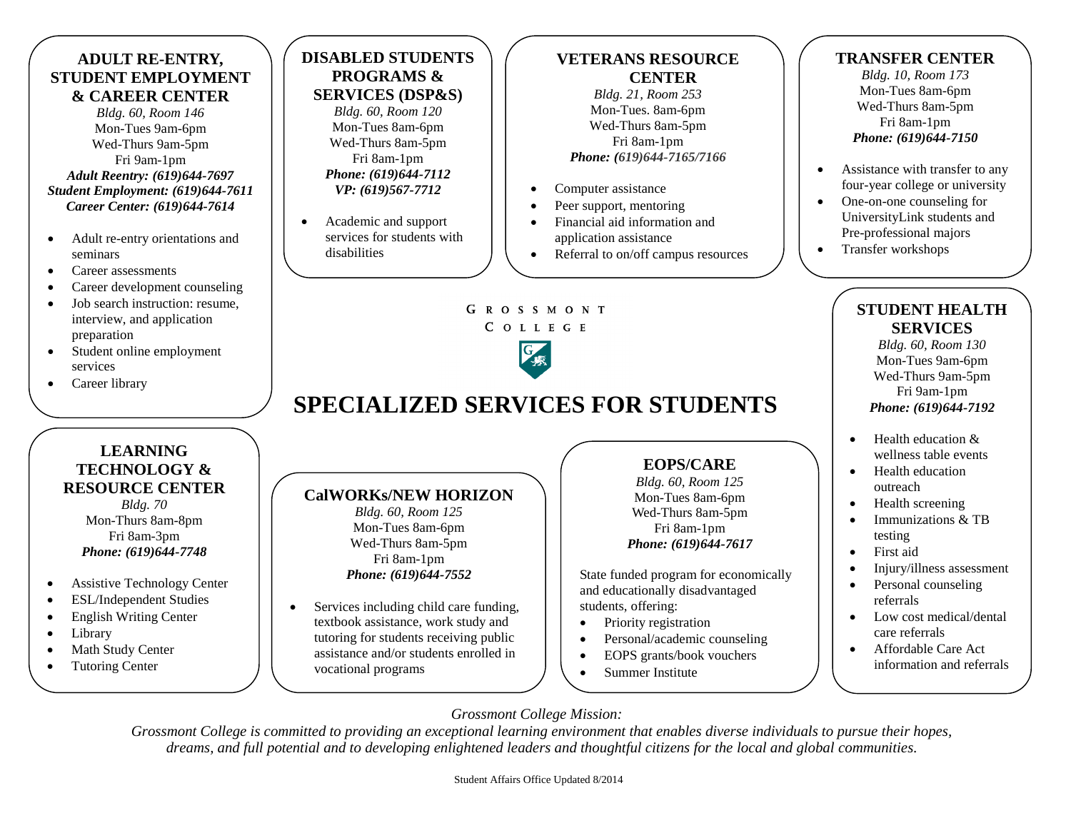# GROSSMONT COLLEGE

# SPECIALIZED SERVICES FOR STUDENTS

## ADULT RE-ENTRY, STUDENT EMPLOYMENT & CAREER CENTER

*Bldg. 60, Room 146*
Mon-Tues 9am-6pm
Wed-Thurs 9am-5pm
Fri 9am-1pm
***Adult Reentry: (619)644-7697***
***Student Employment: (619)644-7611***
***Career Center: (619)644-7614***

- Adult re-entry orientations and seminars
- Career assessments
- Career development counseling
- Job search instruction: resume, interview, and application preparation
- Student online employment services
- Career library

## DISABLED STUDENTS PROGRAMS & SERVICES (DSP&S)

*Bldg. 60, Room 120*
Mon-Tues 8am-6pm
Wed-Thurs 8am-5pm
Fri 8am-1pm
***Phone: (619)644-7112***
***VP: (619)567-7712***

- Academic and support services for students with disabilities

## VETERANS RESOURCE CENTER

*Bldg. 21, Room 253*
Mon-Tues. 8am-6pm
Wed-Thurs 8am-5pm
Fri 8am-1pm
***Phone: (619)644-7165/7166***

- Computer assistance
- Peer support, mentoring
- Financial aid information and application assistance
- Referral to on/off campus resources

## TRANSFER CENTER

*Bldg. 10, Room 173*
Mon-Tues 8am-6pm
Wed-Thurs 8am-5pm
Fri 8am-1pm
***Phone: (619)644-7150***

- Assistance with transfer to any four-year college or university
- One-on-one counseling for UniversityLink students and Pre-professional majors
- Transfer workshops

## STUDENT HEALTH SERVICES

*Bldg. 60, Room 130*
Mon-Tues 9am-6pm
Wed-Thurs 9am-5pm
Fri 9am-1pm
***Phone: (619)644-7192***

- Health education & wellness table events
- Health education outreach
- Health screening
- Immunizations & TB testing
- First aid
- Injury/illness assessment
- Personal counseling referrals
- Low cost medical/dental care referrals
- Affordable Care Act information and referrals

## LEARNING TECHNOLOGY & RESOURCE CENTER

*Bldg. 70*
Mon-Thurs 8am-8pm
Fri 8am-3pm
***Phone: (619)644-7748***

- Assistive Technology Center
- ESL/Independent Studies
- English Writing Center
- Library
- Math Study Center
- Tutoring Center

## CalWORKs/NEW HORIZON

*Bldg. 60, Room 125*
Mon-Tues 8am-6pm
Wed-Thurs 8am-5pm
Fri 8am-1pm
***Phone: (619)644-7552***

- Services including child care funding, textbook assistance, work study and tutoring for students receiving public assistance and/or students enrolled in vocational programs

## EOPS/CARE

*Bldg. 60, Room 125*
Mon-Tues 8am-6pm
Wed-Thurs 8am-5pm
Fri 8am-1pm
***Phone: (619)644-7617***

State funded program for economically and educationally disadvantaged students, offering:

- Priority registration
- Personal/academic counseling
- EOPS grants/book vouchers
- Summer Institute

*Grossmont College Mission:*

*Grossmont College is committed to providing an exceptional learning environment that enables diverse individuals to pursue their hopes, dreams, and full potential and to developing enlightened leaders and thoughtful citizens for the local and global communities.*

Student Affairs Office Updated 8/2014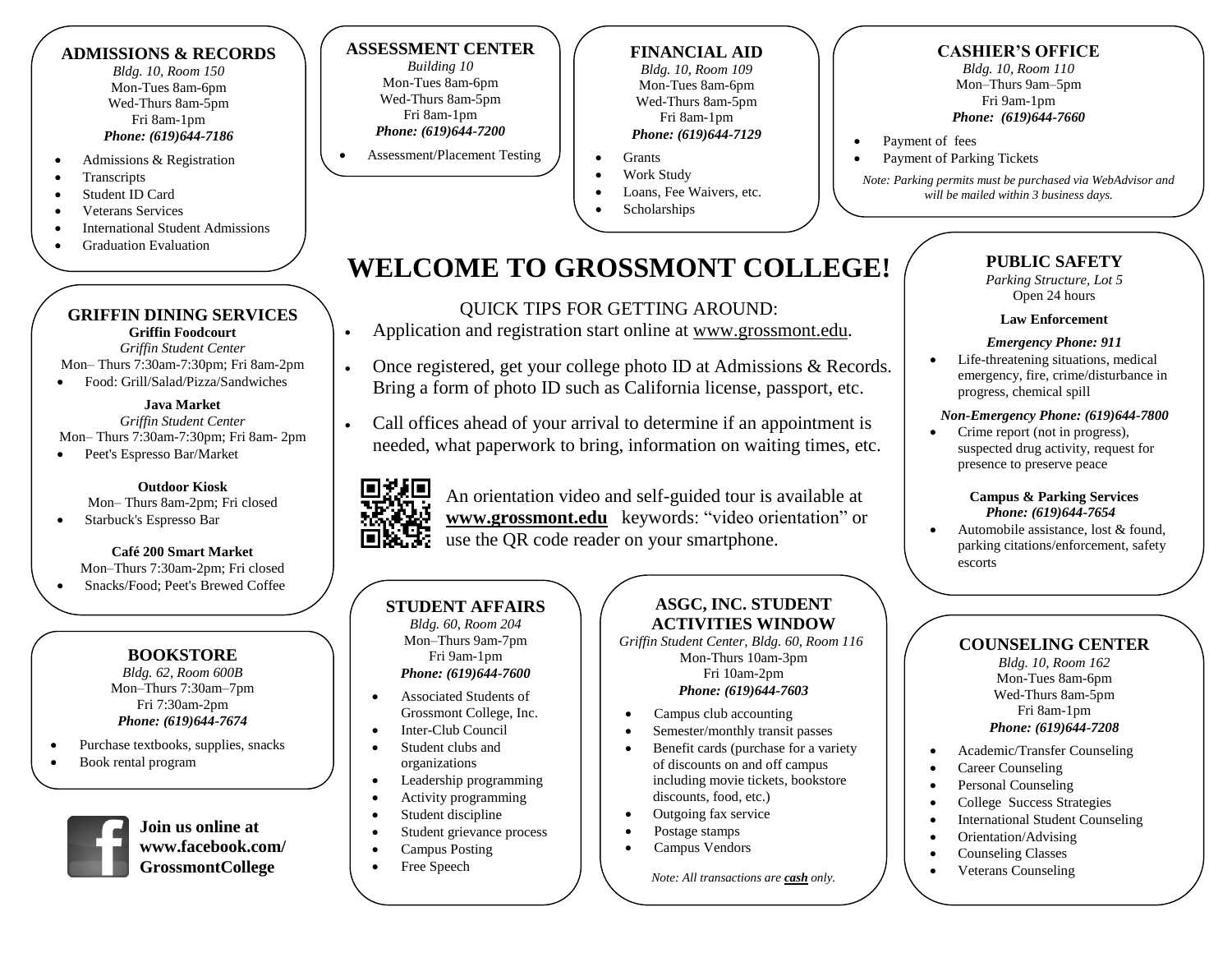# WELCOME TO GROSSMONT COLLEGE!

QUICK TIPS FOR GETTING AROUND:

- Application and registration start online at www.grossmont.edu.
- Once registered, get your college photo ID at Admissions & Records. Bring a form of photo ID such as California license, passport, etc.
- Call offices ahead of your arrival to determine if an appointment is needed, what paperwork to bring, information on waiting times, etc.

An orientation video and self-guided tour is available at **www.grossmont.edu** keywords: "video orientation" or use the QR code reader on your smartphone.

## ADMISSIONS & RECORDS

*Bldg. 10, Room 150*
Mon-Tues 8am-6pm
Wed-Thurs 8am-5pm
Fri 8am-1pm
***Phone: (619)644-7186***

- Admissions & Registration
- Transcripts
- Student ID Card
- Veterans Services
- International Student Admissions
- Graduation Evaluation

## ASSESSMENT CENTER

*Building 10*
Mon-Tues 8am-6pm
Wed-Thurs 8am-5pm
Fri 8am-1pm
***Phone: (619)644-7200***

- Assessment/Placement Testing

## FINANCIAL AID

*Bldg. 10, Room 109*
Mon-Tues 8am-6pm
Wed-Thurs 8am-5pm
Fri 8am-1pm
***Phone: (619)644-7129***

- Grants
- Work Study
- Loans, Fee Waivers, etc.
- Scholarships

## CASHIER'S OFFICE

*Bldg. 10, Room 110*
Mon–Thurs 9am–5pm
Fri 9am-1pm
***Phone: (619)644-7660***

- Payment of fees
- Payment of Parking Tickets

*Note: Parking permits must be purchased via WebAdvisor and will be mailed within 3 business days.*

## GRIFFIN DINING SERVICES

**Griffin Foodcourt**
*Griffin Student Center*
Mon– Thurs 7:30am-7:30pm; Fri 8am-2pm

- Food: Grill/Salad/Pizza/Sandwiches

**Java Market**
*Griffin Student Center*
Mon– Thurs 7:30am-7:30pm; Fri 8am- 2pm

- Peet's Espresso Bar/Market

**Outdoor Kiosk**
Mon– Thurs 8am-2pm; Fri closed

- Starbuck's Espresso Bar

**Café 200 Smart Market**
Mon–Thurs 7:30am-2pm; Fri closed

- Snacks/Food; Peet's Brewed Coffee

## BOOKSTORE

*Bldg. 62, Room 600B*
Mon–Thurs 7:30am–7pm
Fri 7:30am-2pm
***Phone: (619)644-7674***

- Purchase textbooks, supplies, snacks
- Book rental program

**Join us online at www.facebook.com/GrossmontCollege**

## PUBLIC SAFETY

*Parking Structure, Lot 5*
Open 24 hours

**Law Enforcement**

***Emergency Phone: 911***

- Life-threatening situations, medical emergency, fire, crime/disturbance in progress, chemical spill

***Non-Emergency Phone: (619)644-7800***

- Crime report (not in progress), suspected drug activity, request for presence to preserve peace

**Campus & Parking Services**
***Phone: (619)644-7654***

- Automobile assistance, lost & found, parking citations/enforcement, safety escorts

## STUDENT AFFAIRS

*Bldg. 60, Room 204*
Mon–Thurs 9am-7pm
Fri 9am-1pm
***Phone: (619)644-7600***

- Associated Students of Grossmont College, Inc.
- Inter-Club Council
- Student clubs and organizations
- Leadership programming
- Activity programming
- Student discipline
- Student grievance process
- Campus Posting
- Free Speech

## ASGC, INC. STUDENT ACTIVITIES WINDOW

*Griffin Student Center, Bldg. 60, Room 116*
Mon-Thurs 10am-3pm
Fri 10am-2pm
***Phone: (619)644-7603***

- Campus club accounting
- Semester/monthly transit passes
- Benefit cards (purchase for a variety of discounts on and off campus including movie tickets, bookstore discounts, food, etc.)
- Outgoing fax service
- Postage stamps
- Campus Vendors

*Note: All transactions are **cash** only.*

## COUNSELING CENTER

*Bldg. 10, Room 162*
Mon-Tues 8am-6pm
Wed-Thurs 8am-5pm
Fri 8am-1pm
***Phone: (619)644-7208***

- Academic/Transfer Counseling
- Career Counseling
- Personal Counseling
- College Success Strategies
- International Student Counseling
- Orientation/Advising
- Counseling Classes
- Veterans Counseling